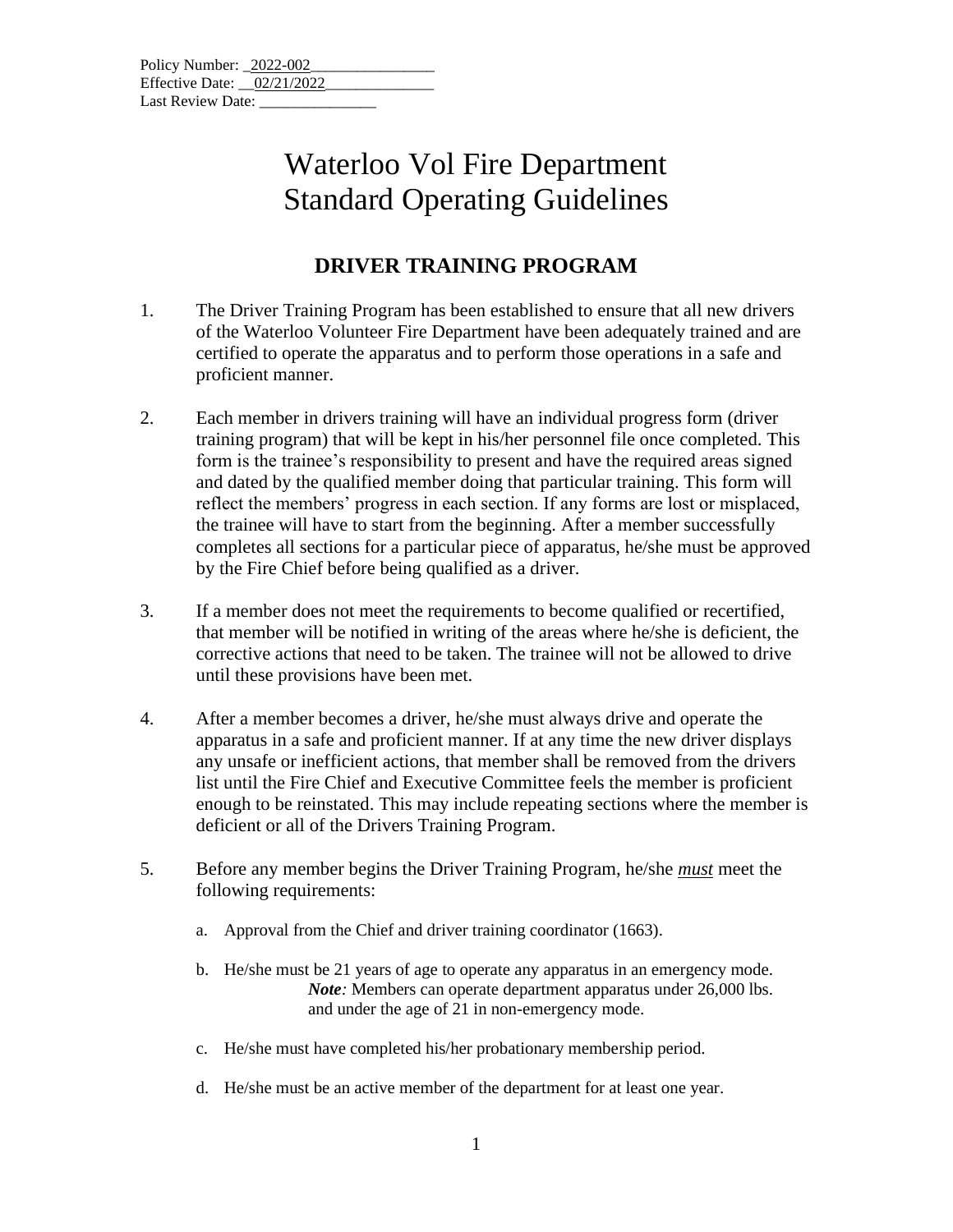Policy Number: _2022-002________________
Effective Date: __02/21/2022______________
Last Review Date: _______________

# Waterloo Vol Fire Department
# Standard Operating Guidelines

## DRIVER TRAINING PROGRAM

1. The Driver Training Program has been established to ensure that all new drivers of the Waterloo Volunteer Fire Department have been adequately trained and are certified to operate the apparatus and to perform those operations in a safe and proficient manner.

2. Each member in drivers training will have an individual progress form (driver training program) that will be kept in his/her personnel file once completed. This form is the trainee's responsibility to present and have the required areas signed and dated by the qualified member doing that particular training. This form will reflect the members' progress in each section. If any forms are lost or misplaced, the trainee will have to start from the beginning. After a member successfully completes all sections for a particular piece of apparatus, he/she must be approved by the Fire Chief before being qualified as a driver.

3. If a member does not meet the requirements to become qualified or recertified, that member will be notified in writing of the areas where he/she is deficient, the corrective actions that need to be taken. The trainee will not be allowed to drive until these provisions have been met.

4. After a member becomes a driver, he/she must always drive and operate the apparatus in a safe and proficient manner. If at any time the new driver displays any unsafe or inefficient actions, that member shall be removed from the drivers list until the Fire Chief and Executive Committee feels the member is proficient enough to be reinstated. This may include repeating sections where the member is deficient or all of the Drivers Training Program.

5. Before any member begins the Driver Training Program, he/she ***must*** meet the following requirements:

   a. Approval from the Chief and driver training coordinator (1663).

   b. He/she must be 21 years of age to operate any apparatus in an emergency mode.
      ***Note****:* Members can operate department apparatus under 26,000 lbs. and under the age of 21 in non-emergency mode.

   c. He/she must have completed his/her probationary membership period.

   d. He/she must be an active member of the department for at least one year.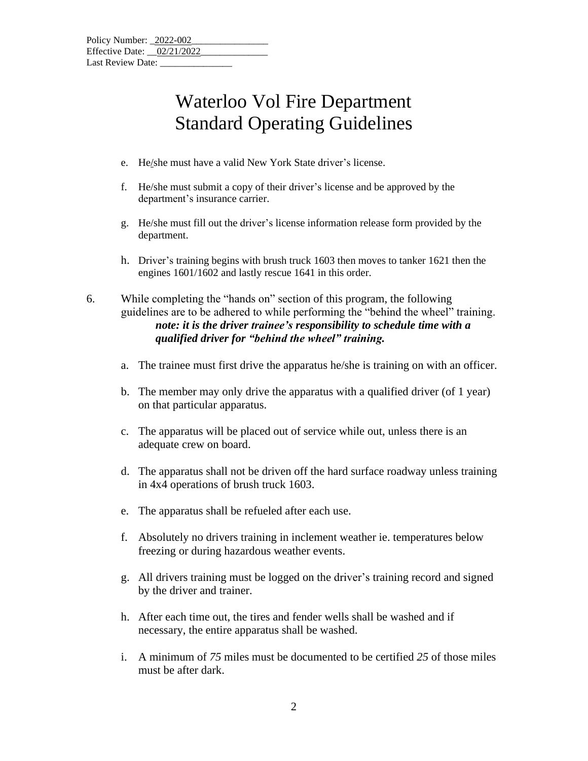Policy Number: 2022-002
Effective Date: 02/21/2022
Last Review Date: _______________

# Waterloo Vol Fire Department
# Standard Operating Guidelines

e. He/she must have a valid New York State driver's license.

f. He/she must submit a copy of their driver's license and be approved by the department's insurance carrier.

g. He/she must fill out the driver's license information release form provided by the department.

h. Driver's training begins with brush truck 1603 then moves to tanker 1621 then the engines 1601/1602 and lastly rescue 1641 in this order.

6. While completing the "hands on" section of this program, the following guidelines are to be adhered to while performing the "behind the wheel" training.
***note: it is the driver trainee's responsibility to schedule time with a qualified driver for "behind the wheel" training.***

a. The trainee must first drive the apparatus he/she is training on with an officer.

b. The member may only drive the apparatus with a qualified driver (of 1 year) on that particular apparatus.

c. The apparatus will be placed out of service while out, unless there is an adequate crew on board.

d. The apparatus shall not be driven off the hard surface roadway unless training in 4x4 operations of brush truck 1603.

e. The apparatus shall be refueled after each use.

f. Absolutely no drivers training in inclement weather ie. temperatures below freezing or during hazardous weather events.

g. All drivers training must be logged on the driver's training record and signed by the driver and trainer.

h. After each time out, the tires and fender wells shall be washed and if necessary, the entire apparatus shall be washed.

i. A minimum of *75* miles must be documented to be certified *25* of those miles must be after dark.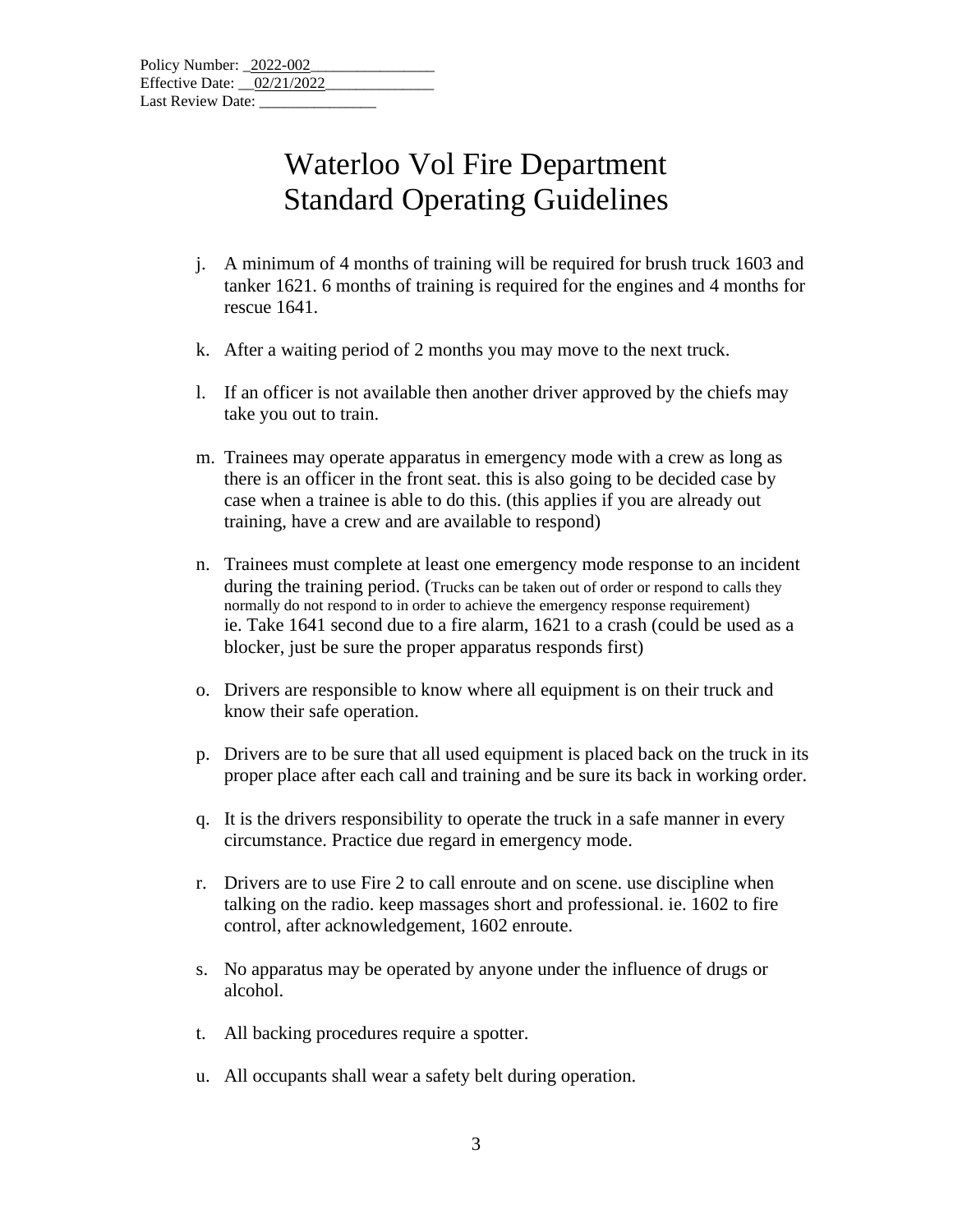Policy Number: 2022-002
Effective Date: 02/21/2022
Last Review Date: _______________

# Waterloo Vol Fire Department
# Standard Operating Guidelines

j. A minimum of 4 months of training will be required for brush truck 1603 and tanker 1621. 6 months of training is required for the engines and 4 months for rescue 1641.

k. After a waiting period of 2 months you may move to the next truck.

l. If an officer is not available then another driver approved by the chiefs may take you out to train.

m. Trainees may operate apparatus in emergency mode with a crew as long as there is an officer in the front seat. this is also going to be decided case by case when a trainee is able to do this. (this applies if you are already out training, have a crew and are available to respond)

n. Trainees must complete at least one emergency mode response to an incident during the training period. (Trucks can be taken out of order or respond to calls they normally do not respond to in order to achieve the emergency response requirement) ie. Take 1641 second due to a fire alarm, 1621 to a crash (could be used as a blocker, just be sure the proper apparatus responds first)

o. Drivers are responsible to know where all equipment is on their truck and know their safe operation.

p. Drivers are to be sure that all used equipment is placed back on the truck in its proper place after each call and training and be sure its back in working order.

q. It is the drivers responsibility to operate the truck in a safe manner in every circumstance. Practice due regard in emergency mode.

r. Drivers are to use Fire 2 to call enroute and on scene. use discipline when talking on the radio. keep massages short and professional. ie. 1602 to fire control, after acknowledgement, 1602 enroute.

s. No apparatus may be operated by anyone under the influence of drugs or alcohol.

t. All backing procedures require a spotter.

u. All occupants shall wear a safety belt during operation.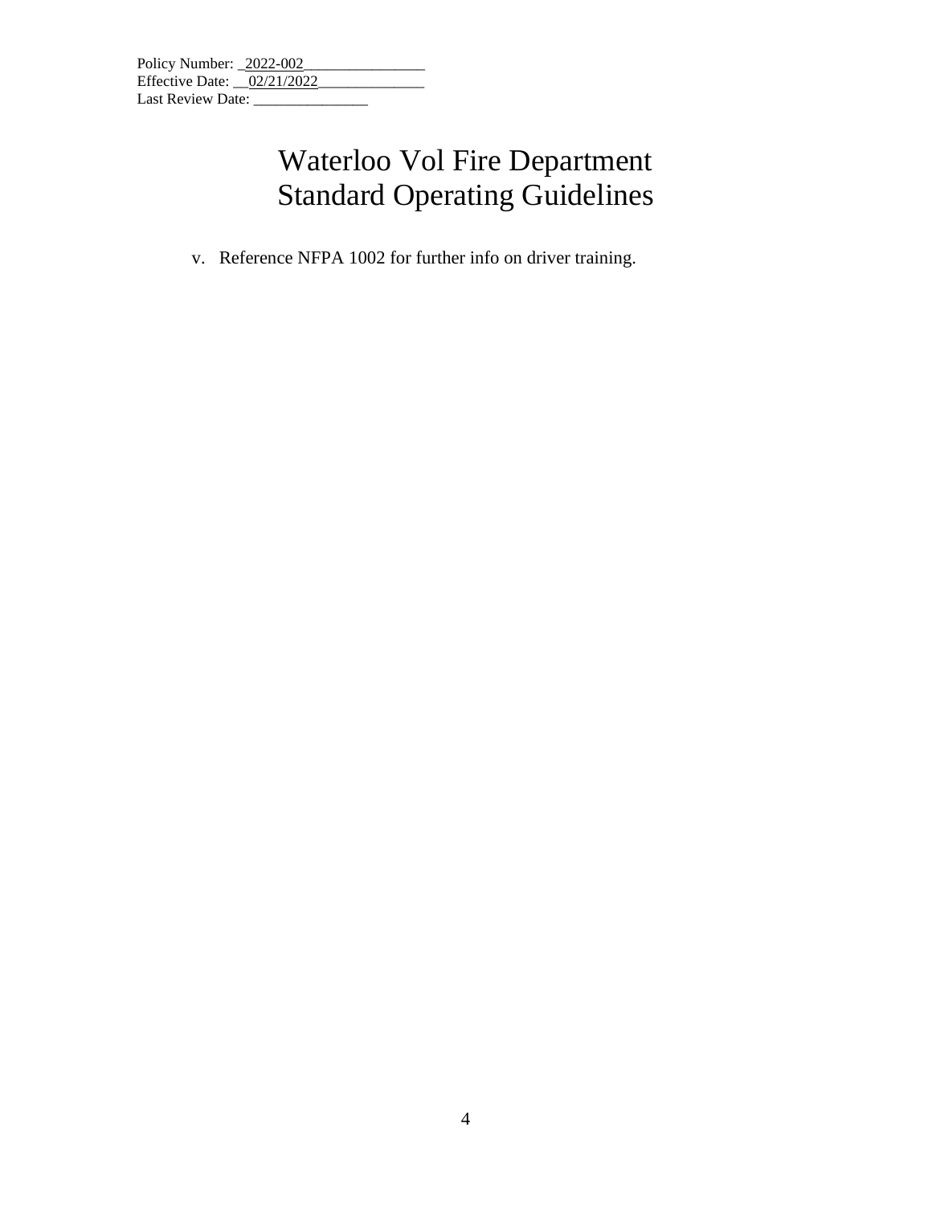v. Reference NFPA 1002 for further info on driver training.